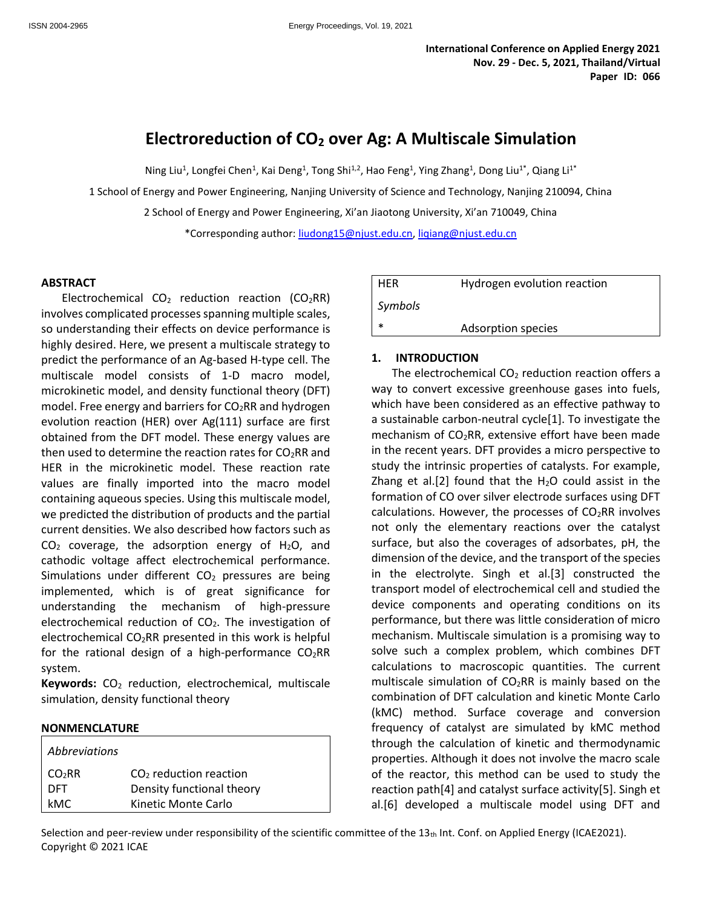International Conference on Applied Energy 2021
Nov. 29 - Dec. 5, 2021, Thailand/Virtual
Paper ID: 066

# Electroreduction of $CO_2$ over Ag: A Multiscale Simulation

Ning Liu[1], Longfei Chen[1], Kai Deng[1], Tong Shi[1,2], Hao Feng[1], Ying Zhang[1], Dong Liu[1*], Qiang Li[1*]

1 School of Energy and Power Engineering, Nanjing University of Science and Technology, Nanjing 210094, China

2 School of Energy and Power Engineering, Xi'an Jiaotong University, Xi'an 710049, China

*Corresponding author: liudong15@njust.edu.cn, liqiang@njust.edu.cn

## ABSTRACT

Electrochemical $CO_2$ reduction reaction ($CO_2RR$) involves complicated processes spanning multiple scales, so understanding their effects on device performance is highly desired. Here, we present a multiscale strategy to predict the performance of an Ag-based H-type cell. The multiscale model consists of 1-D macro model, microkinetic model, and density functional theory (DFT) model. Free energy and barriers for $CO_2RR$ and hydrogen evolution reaction (HER) over Ag(111) surface are first obtained from the DFT model. These energy values are then used to determine the reaction rates for $CO_2RR$ and HER in the microkinetic model. These reaction rate values are finally imported into the macro model containing aqueous species. Using this multiscale model, we predicted the distribution of products and the partial current densities. We also described how factors such as $CO_2$ coverage, the adsorption energy of $H_2O$, and cathodic voltage affect electrochemical performance. Simulations under different $CO_2$ pressures are being implemented, which is of great significance for understanding the mechanism of high-pressure electrochemical reduction of $CO_2$. The investigation of electrochemical $CO_2RR$ presented in this work is helpful for the rational design of a high-performance $CO_2RR$ system.

**Keywords:** $CO_2$ reduction, electrochemical, multiscale simulation, density functional theory

## NONMENCLATURE

| *Abbreviations* | |
|---|---|
| $CO_2RR$ | $CO_2$ reduction reaction |
| DFT | Density functional theory |
| kMC | Kinetic Monte Carlo |
| HER | Hydrogen evolution reaction |
| *Symbols* | |
| * | Adsorption species |

## 1. INTRODUCTION

The electrochemical $CO_2$ reduction reaction offers a way to convert excessive greenhouse gases into fuels, which have been considered as an effective pathway to a sustainable carbon-neutral cycle[1]. To investigate the mechanism of $CO_2RR$, extensive effort have been made in the recent years. DFT provides a micro perspective to study the intrinsic properties of catalysts. For example, Zhang et al.[2] found that the $H_2O$ could assist in the formation of CO over silver electrode surfaces using DFT calculations. However, the processes of $CO_2RR$ involves not only the elementary reactions over the catalyst surface, but also the coverages of adsorbates, pH, the dimension of the device, and the transport of the species in the electrolyte. Singh et al.[3] constructed the transport model of electrochemical cell and studied the device components and operating conditions on its performance, but there was little consideration of micro mechanism. Multiscale simulation is a promising way to solve such a complex problem, which combines DFT calculations to macroscopic quantities. The current multiscale simulation of $CO_2RR$ is mainly based on the combination of DFT calculation and kinetic Monte Carlo (kMC) method. Surface coverage and conversion frequency of catalyst are simulated by kMC method through the calculation of kinetic and thermodynamic properties. Although it does not involve the macro scale of the reactor, this method can be used to study the reaction path[4] and catalyst surface activity[5]. Singh et al.[6] developed a multiscale model using DFT and

Selection and peer-review under responsibility of the scientific committee of the 13th Int. Conf. on Applied Energy (ICAE2021).
Copyright © 2021 ICAE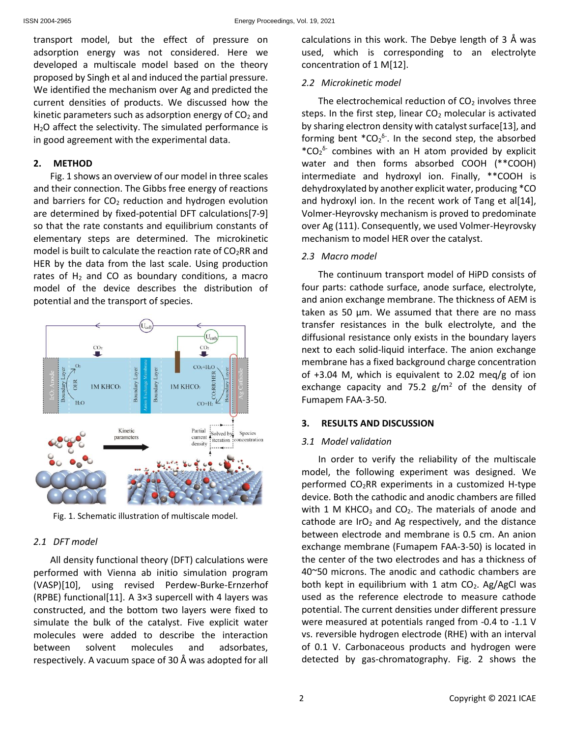transport model, but the effect of pressure on adsorption energy was not considered. Here we developed a multiscale model based on the theory proposed by Singh et al and induced the partial pressure. We identified the mechanism over Ag and predicted the current densities of products. We discussed how the kinetic parameters such as adsorption energy of $CO_2$ and $H_2O$ affect the selectivity. The simulated performance is in good agreement with the experimental data.

## 2. METHOD

Fig. 1 shows an overview of our model in three scales and their connection. The Gibbs free energy of reactions and barriers for $CO_2$ reduction and hydrogen evolution are determined by fixed-potential DFT calculations[7-9] so that the rate constants and equilibrium constants of elementary steps are determined. The microkinetic model is built to calculate the reaction rate of $CO_2$RR and HER by the data from the last scale. Using production rates of $H_2$ and CO as boundary conditions, a macro model of the device describes the distribution of potential and the transport of species.

Fig. 1. Schematic illustration of multiscale model.

### 2.1 DFT model

All density functional theory (DFT) calculations were performed with Vienna ab initio simulation program (VASP)[10], using revised Perdew-Burke-Ernzerhof (RPBE) functional[11]. A 3×3 supercell with 4 layers was constructed, and the bottom two layers were fixed to simulate the bulk of the catalyst. Five explicit water molecules were added to describe the interaction between solvent molecules and adsorbates, respectively. A vacuum space of 30 Å was adopted for all calculations in this work. The Debye length of 3 Å was used, which is corresponding to an electrolyte concentration of 1 M[12].

### 2.2 Microkinetic model

The electrochemical reduction of $CO_2$ involves three steps. In the first step, linear $CO_2$ molecular is activated by sharing electron density with catalyst surface[13], and forming bent $*CO_2^{\delta-}$. In the second step, the absorbed $*CO_2^{\delta-}$ combines with an H atom provided by explicit water and then forms absorbed COOH (**COOH) intermediate and hydroxyl ion. Finally, **COOH is dehydroxylated by another explicit water, producing *CO and hydroxyl ion. In the recent work of Tang et al[14], Volmer-Heyrovsky mechanism is proved to predominate over Ag (111). Consequently, we used Volmer-Heyrovsky mechanism to model HER over the catalyst.

### 2.3 Macro model

The continuum transport model of HiPD consists of four parts: cathode surface, anode surface, electrolyte, and anion exchange membrane. The thickness of AEM is taken as 50 μm. We assumed that there are no mass transfer resistances in the bulk electrolyte, and the diffusional resistance only exists in the boundary layers next to each solid-liquid interface. The anion exchange membrane has a fixed background charge concentration of +3.04 M, which is equivalent to 2.02 meq/g of ion exchange capacity and 75.2 $g/m^2$ of the density of Fumapem FAA-3-50.

## 3. RESULTS AND DISCUSSION

### 3.1 Model validation

In order to verify the reliability of the multiscale model, the following experiment was designed. We performed $CO_2$RR experiments in a customized H-type device. Both the cathodic and anodic chambers are filled with 1 M $KHCO_3$ and $CO_2$. The materials of anode and cathode are $IrO_2$ and Ag respectively, and the distance between electrode and membrane is 0.5 cm. An anion exchange membrane (Fumapem FAA-3-50) is located in the center of the two electrodes and has a thickness of 40~50 microns. The anodic and cathodic chambers are both kept in equilibrium with 1 atm $CO_2$. Ag/AgCl was used as the reference electrode to measure cathode potential. The current densities under different pressure were measured at potentials ranged from -0.4 to -1.1 V vs. reversible hydrogen electrode (RHE) with an interval of 0.1 V. Carbonaceous products and hydrogen were detected by gas-chromatography. Fig. 2 shows the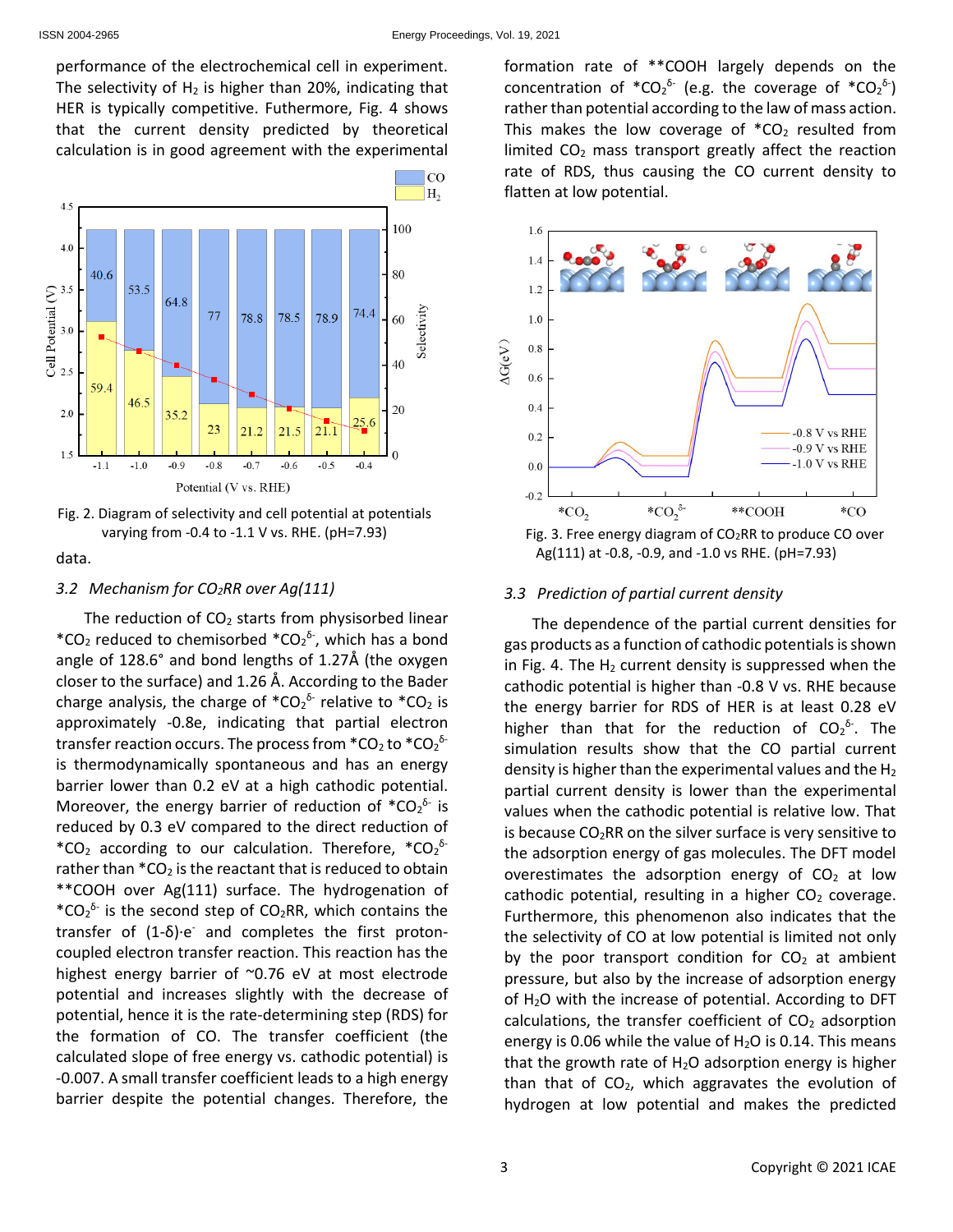performance of the electrochemical cell in experiment. The selectivity of $H_2$ is higher than 20%, indicating that HER is typically competitive. Futhermore, Fig. 4 shows that the current density predicted by theoretical calculation is in good agreement with the experimental data.

Fig. 2. Diagram of selectivity and cell potential at potentials varying from -0.4 to -1.1 V vs. RHE. (pH=7.93)

### *3.2 Mechanism for $CO_2RR$ over Ag(111)*

The reduction of $CO_2$ starts from physisorbed linear $*CO_2$ reduced to chemisorbed $*CO_2^{\delta-}$, which has a bond angle of 128.6° and bond lengths of 1.27Å (the oxygen closer to the surface) and 1.26 Å. According to the Bader charge analysis, the charge of $*CO_2^{\delta-}$ relative to $*CO_2$ is approximately -0.8e, indicating that partial electron transfer reaction occurs. The process from $*CO_2$ to $*CO_2^{\delta-}$ is thermodynamically spontaneous and has an energy barrier lower than 0.2 eV at a high cathodic potential. Moreover, the energy barrier of reduction of $*CO_2^{\delta-}$ is reduced by 0.3 eV compared to the direct reduction of $*CO_2$ according to our calculation. Therefore, $*CO_2^{\delta-}$ rather than $*CO_2$ is the reactant that is reduced to obtain $**COOH$ over Ag(111) surface. The hydrogenation of $*CO_2^{\delta-}$ is the second step of $CO_2RR$, which contains the transfer of $(1\text{-}\delta)\cdot e^-$ and completes the first proton-coupled electron transfer reaction. This reaction has the highest energy barrier of ~0.76 eV at most electrode potential and increases slightly with the decrease of potential, hence it is the rate-determining step (RDS) for the formation of CO. The transfer coefficient (the calculated slope of free energy vs. cathodic potential) is -0.007. A small transfer coefficient leads to a high energy barrier despite the potential changes. Therefore, the formation rate of $**COOH$ largely depends on the concentration of $*CO_2^{\delta-}$ (e.g. the coverage of $*CO_2^{\delta-}$) rather than potential according to the law of mass action. This makes the low coverage of $*CO_2$ resulted from limited $CO_2$ mass transport greatly affect the reaction rate of RDS, thus causing the CO current density to flatten at low potential.

Fig. 3. Free energy diagram of $CO_2RR$ to produce CO over Ag(111) at -0.8, -0.9, and -1.0 vs RHE. (pH=7.93)

### *3.3 Prediction of partial current density*

The dependence of the partial current densities for gas products as a function of cathodic potentials is shown in Fig. 4. The $H_2$ current density is suppressed when the cathodic potential is higher than -0.8 V vs. RHE because the energy barrier for RDS of HER is at least 0.28 eV higher than that for the reduction of $CO_2^{\delta-}$. The simulation results show that the CO partial current density is higher than the experimental values and the $H_2$ partial current density is lower than the experimental values when the cathodic potential is relative low. That is because $CO_2RR$ on the silver surface is very sensitive to the adsorption energy of gas molecules. The DFT model overestimates the adsorption energy of $CO_2$ at low cathodic potential, resulting in a higher $CO_2$ coverage. Furthermore, this phenomenon also indicates that the the selectivity of CO at low potential is limited not only by the poor transport condition for $CO_2$ at ambient pressure, but also by the increase of adsorption energy of $H_2O$ with the increase of potential. According to DFT calculations, the transfer coefficient of $CO_2$ adsorption energy is 0.06 while the value of $H_2O$ is 0.14. This means that the growth rate of $H_2O$ adsorption energy is higher than that of $CO_2$, which aggravates the evolution of hydrogen at low potential and makes the predicted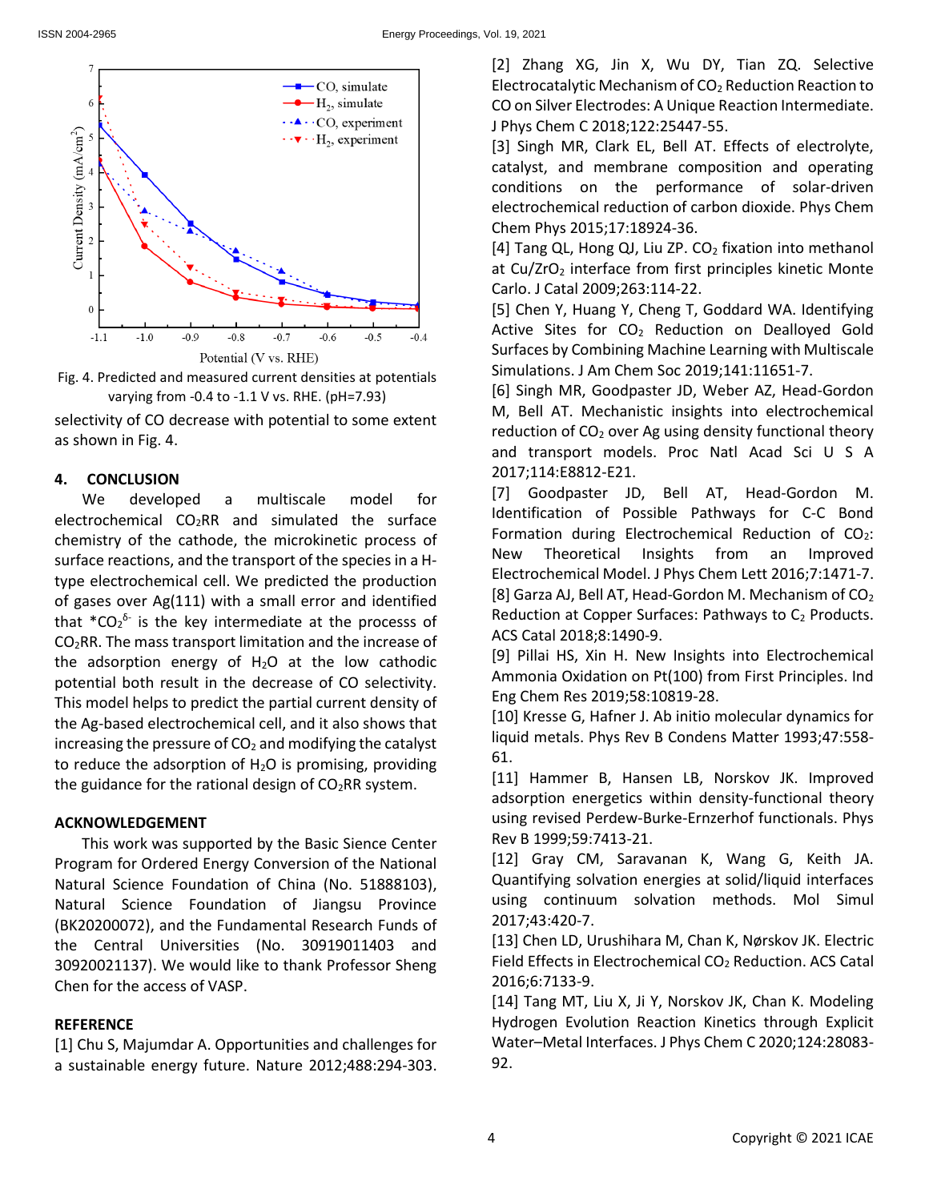7

6

5

4

3

2

1

0

Current Density (mA/cm$^2$)

-1.1 -1.0 -0.9 -0.8 -0.7 -0.6 -0.5 -0.4

Potential (V vs. RHE)

CO, simulate

$H_2$, simulate

CO, experiment

$H_2$, experiment

Fig. 4. Predicted and measured current densities at potentials varying from -0.4 to -1.1 V vs. RHE. (pH=7.93)

selectivity of CO decrease with potential to some extent as shown in Fig. 4.

## 4. CONCLUSION

We developed a multiscale model for electrochemical $CO_2$RR and simulated the surface chemistry of the cathode, the microkinetic process of surface reactions, and the transport of the species in a H-type electrochemical cell. We predicted the production of gases over Ag(111) with a small error and identified that $*CO_2^{\delta-}$ is the key intermediate at the processs of $CO_2$RR. The mass transport limitation and the increase of the adsorption energy of $H_2O$ at the low cathodic potential both result in the decrease of CO selectivity. This model helps to predict the partial current density of the Ag-based electrochemical cell, and it also shows that increasing the pressure of $CO_2$ and modifying the catalyst to reduce the adsorption of $H_2O$ is promising, providing the guidance for the rational design of $CO_2$RR system.

## ACKNOWLEDGEMENT

This work was supported by the Basic Sience Center Program for Ordered Energy Conversion of the National Natural Science Foundation of China (No. 51888103), Natural Science Foundation of Jiangsu Province (BK20200072), and the Fundamental Research Funds of the Central Universities (No. 30919011403 and 30920021137). We would like to thank Professor Sheng Chen for the access of VASP.

## REFERENCE

[1] Chu S, Majumdar A. Opportunities and challenges for a sustainable energy future. Nature 2012;488:294-303.

[2] Zhang XG, Jin X, Wu DY, Tian ZQ. Selective Electrocatalytic Mechanism of $CO_2$ Reduction Reaction to CO on Silver Electrodes: A Unique Reaction Intermediate. J Phys Chem C 2018;122:25447-55.

[3] Singh MR, Clark EL, Bell AT. Effects of electrolyte, catalyst, and membrane composition and operating conditions on the performance of solar-driven electrochemical reduction of carbon dioxide. Phys Chem Chem Phys 2015;17:18924-36.

[4] Tang QL, Hong QJ, Liu ZP. $CO_2$ fixation into methanol at Cu/$ZrO_2$ interface from first principles kinetic Monte Carlo. J Catal 2009;263:114-22.

[5] Chen Y, Huang Y, Cheng T, Goddard WA. Identifying Active Sites for $CO_2$ Reduction on Dealloyed Gold Surfaces by Combining Machine Learning with Multiscale Simulations. J Am Chem Soc 2019;141:11651-7.

[6] Singh MR, Goodpaster JD, Weber AZ, Head-Gordon M, Bell AT. Mechanistic insights into electrochemical reduction of $CO_2$ over Ag using density functional theory and transport models. Proc Natl Acad Sci U S A 2017;114:E8812-E21.

[7] Goodpaster JD, Bell AT, Head-Gordon M. Identification of Possible Pathways for C-C Bond Formation during Electrochemical Reduction of $CO_2$: New Theoretical Insights from an Improved Electrochemical Model. J Phys Chem Lett 2016;7:1471-7.

[8] Garza AJ, Bell AT, Head-Gordon M. Mechanism of $CO_2$ Reduction at Copper Surfaces: Pathways to $C_2$ Products. ACS Catal 2018;8:1490-9.

[9] Pillai HS, Xin H. New Insights into Electrochemical Ammonia Oxidation on Pt(100) from First Principles. Ind Eng Chem Res 2019;58:10819-28.

[10] Kresse G, Hafner J. Ab initio molecular dynamics for liquid metals. Phys Rev B Condens Matter 1993;47:558-61.

[11] Hammer B, Hansen LB, Norskov JK. Improved adsorption energetics within density-functional theory using revised Perdew-Burke-Ernzerhof functionals. Phys Rev B 1999;59:7413-21.

[12] Gray CM, Saravanan K, Wang G, Keith JA. Quantifying solvation energies at solid/liquid interfaces using continuum solvation methods. Mol Simul 2017;43:420-7.

[13] Chen LD, Urushihara M, Chan K, Nørskov JK. Electric Field Effects in Electrochemical $CO_2$ Reduction. ACS Catal 2016;6:7133-9.

[14] Tang MT, Liu X, Ji Y, Norskov JK, Chan K. Modeling Hydrogen Evolution Reaction Kinetics through Explicit Water–Metal Interfaces. J Phys Chem C 2020;124:28083-92.